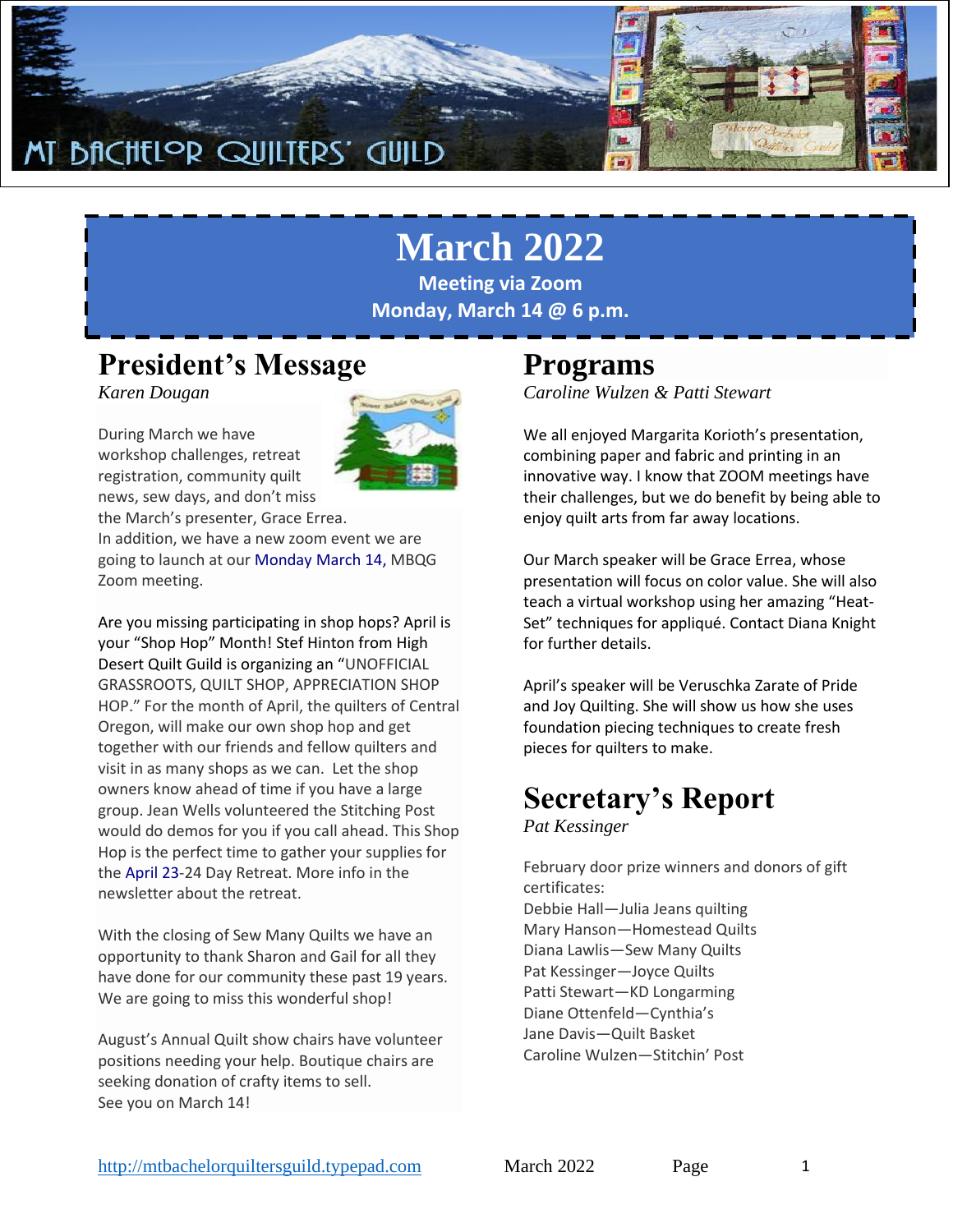# MT BACHELOR QUILTERS' GUILD

# March 2022

**Meeting via Zoom**

**Monday, March 14 @ 6 p.m.**

## President's Message

*Karen Dougan*

During March we have workshop challenges, retreat registration, community quilt news, sew days, and don't miss the March's presenter, Grace Errea. In addition, we have a new zoom event we are going to launch at our Monday March 14, MBQG Zoom meeting.

Are you missing participating in shop hops? April is your "Shop Hop" Month! Stef Hinton from High Desert Quilt Guild is organizing an "UNOFFICIAL GRASSROOTS, QUILT SHOP, APPRECIATION SHOP HOP." For the month of April, the quilters of Central Oregon, will make our own shop hop and get together with our friends and fellow quilters and visit in as many shops as we can. Let the shop owners know ahead of time if you have a large group. Jean Wells volunteered the Stitching Post would do demos for you if you call ahead. This Shop Hop is the perfect time to gather your supplies for the April 23-24 Day Retreat. More info in the newsletter about the retreat.

With the closing of Sew Many Quilts we have an opportunity to thank Sharon and Gail for all they have done for our community these past 19 years. We are going to miss this wonderful shop!

August's Annual Quilt show chairs have volunteer positions needing your help. Boutique chairs are seeking donation of crafty items to sell.
See you on March 14!

## Programs

*Caroline Wulzen & Patti Stewart*

We all enjoyed Margarita Korioth's presentation, combining paper and fabric and printing in an innovative way. I know that ZOOM meetings have their challenges, but we do benefit by being able to enjoy quilt arts from far away locations.

Our March speaker will be Grace Errea, whose presentation will focus on color value. She will also teach a virtual workshop using her amazing "Heat-Set" techniques for appliqué. Contact Diana Knight for further details.

April's speaker will be Veruschka Zarate of Pride and Joy Quilting. She will show us how she uses foundation piecing techniques to create fresh pieces for quilters to make.

## Secretary's Report

*Pat Kessinger*

February door prize winners and donors of gift certificates:
Debbie Hall—Julia Jeans quilting
Mary Hanson—Homestead Quilts
Diana Lawlis—Sew Many Quilts
Pat Kessinger—Joyce Quilts
Patti Stewart—KD Longarming
Diane Ottenfeld—Cynthia's
Jane Davis—Quilt Basket
Caroline Wulzen—Stitchin' Post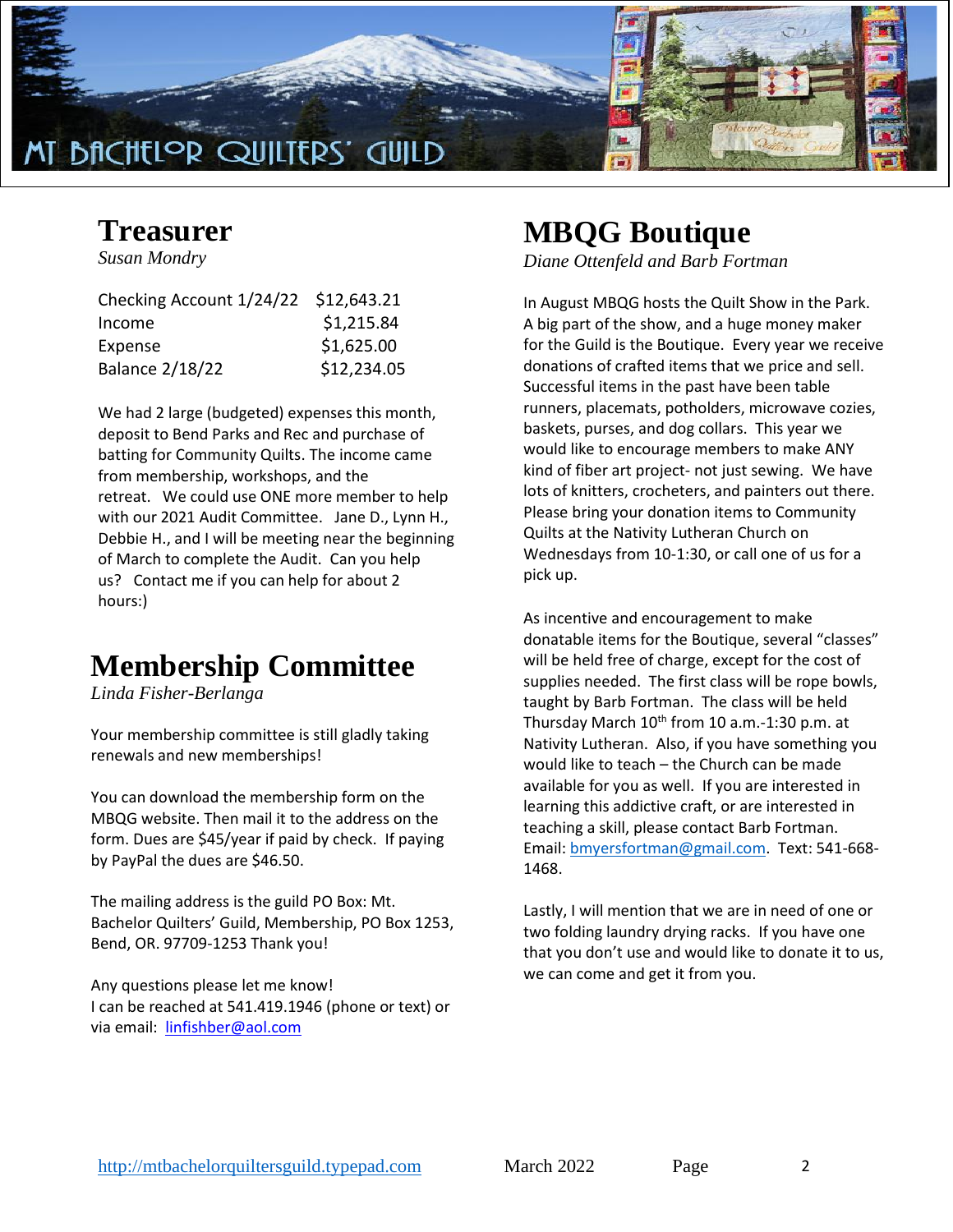MT BACHELOR QUILTERS' GUILD

## Treasurer

*Susan Mondry*

| | |
|---|---|
| Checking Account 1/24/22 | $12,643.21 |
| Income | $1,215.84 |
| Expense | $1,625.00 |
| Balance 2/18/22 | $12,234.05 |

We had 2 large (budgeted) expenses this month, deposit to Bend Parks and Rec and purchase of batting for Community Quilts. The income came from membership, workshops, and the retreat. We could use ONE more member to help with our 2021 Audit Committee. Jane D., Lynn H., Debbie H., and I will be meeting near the beginning of March to complete the Audit. Can you help us? Contact me if you can help for about 2 hours:)

## Membership Committee

*Linda Fisher-Berlanga*

Your membership committee is still gladly taking renewals and new memberships!

You can download the membership form on the MBQG website. Then mail it to the address on the form. Dues are $45/year if paid by check. If paying by PayPal the dues are $46.50.

The mailing address is the guild PO Box: Mt. Bachelor Quilters' Guild, Membership, PO Box 1253, Bend, OR. 97709-1253 Thank you!

Any questions please let me know!
I can be reached at 541.419.1946 (phone or text) or via email: linfishber@aol.com

## MBQG Boutique

*Diane Ottenfeld and Barb Fortman*

In August MBQG hosts the Quilt Show in the Park. A big part of the show, and a huge money maker for the Guild is the Boutique. Every year we receive donations of crafted items that we price and sell. Successful items in the past have been table runners, placemats, potholders, microwave cozies, baskets, purses, and dog collars. This year we would like to encourage members to make ANY kind of fiber art project- not just sewing. We have lots of knitters, crocheters, and painters out there. Please bring your donation items to Community Quilts at the Nativity Lutheran Church on Wednesdays from 10-1:30, or call one of us for a pick up.

As incentive and encouragement to make donatable items for the Boutique, several "classes" will be held free of charge, except for the cost of supplies needed. The first class will be rope bowls, taught by Barb Fortman. The class will be held Thursday March 10th from 10 a.m.-1:30 p.m. at Nativity Lutheran. Also, if you have something you would like to teach – the Church can be made available for you as well. If you are interested in learning this addictive craft, or are interested in teaching a skill, please contact Barb Fortman. Email: bmyersfortman@gmail.com. Text: 541-668-1468.

Lastly, I will mention that we are in need of one or two folding laundry drying racks. If you have one that you don't use and would like to donate it to us, we can come and get it from you.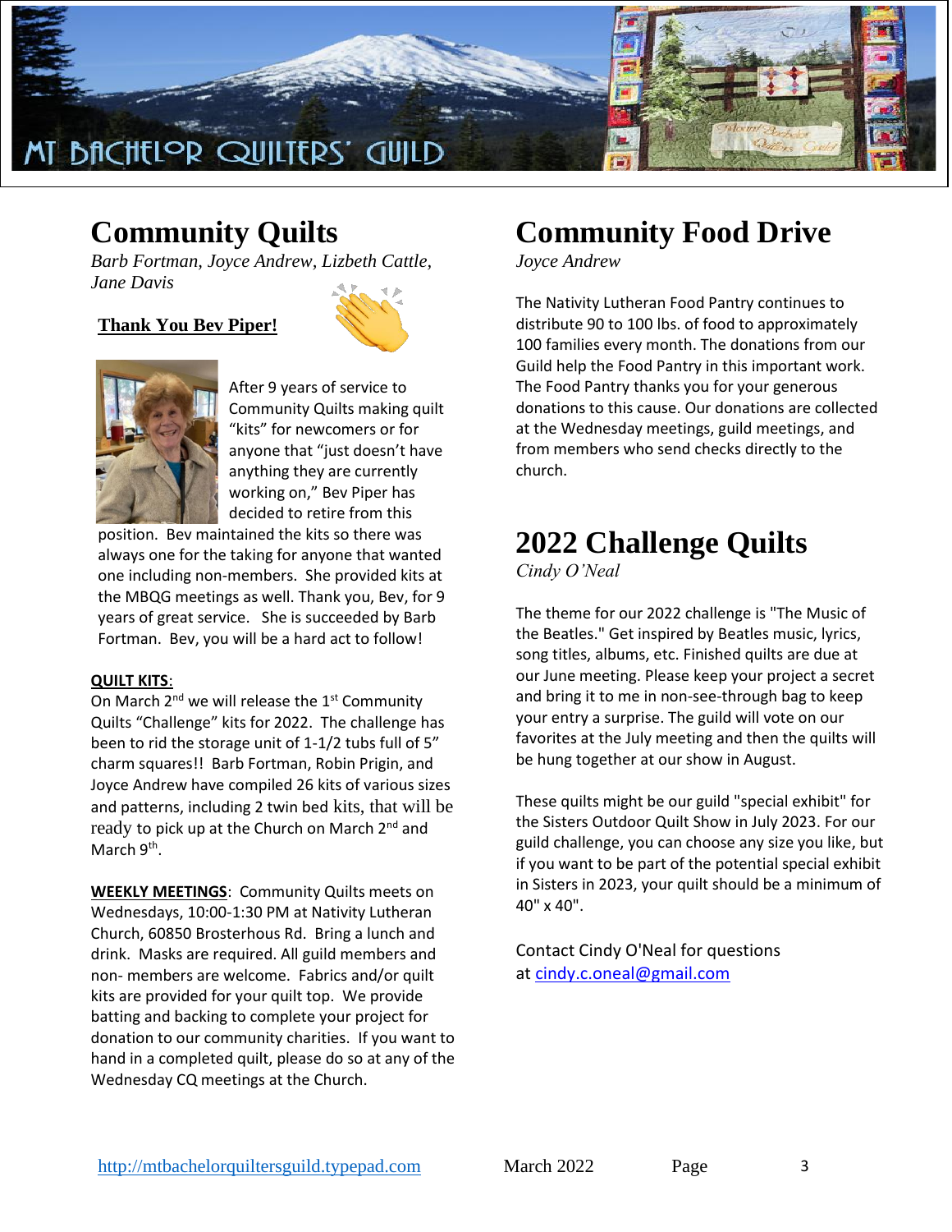# Community Quilts

*Barb Fortman, Joyce Andrew, Lizbeth Cattle, Jane Davis*

**Thank You Bev Piper!**

After 9 years of service to Community Quilts making quilt "kits" for newcomers or for anyone that "just doesn't have anything they are currently working on," Bev Piper has decided to retire from this position. Bev maintained the kits so there was always one for the taking for anyone that wanted one including non-members. She provided kits at the MBQG meetings as well. Thank you, Bev, for 9 years of great service. She is succeeded by Barb Fortman. Bev, you will be a hard act to follow!

**QUILT KITS**:

On March 2nd we will release the 1st Community Quilts "Challenge" kits for 2022. The challenge has been to rid the storage unit of 1-1/2 tubs full of 5" charm squares!! Barb Fortman, Robin Prigin, and Joyce Andrew have compiled 26 kits of various sizes and patterns, including 2 twin bed kits, that will be ready to pick up at the Church on March 2nd and March 9th.

**WEEKLY MEETINGS**: Community Quilts meets on Wednesdays, 10:00-1:30 PM at Nativity Lutheran Church, 60850 Brosterhous Rd. Bring a lunch and drink. Masks are required. All guild members and non- members are welcome. Fabrics and/or quilt kits are provided for your quilt top. We provide batting and backing to complete your project for donation to our community charities. If you want to hand in a completed quilt, please do so at any of the Wednesday CQ meetings at the Church.

# Community Food Drive

*Joyce Andrew*

The Nativity Lutheran Food Pantry continues to distribute 90 to 100 lbs. of food to approximately 100 families every month. The donations from our Guild help the Food Pantry in this important work. The Food Pantry thanks you for your generous donations to this cause. Our donations are collected at the Wednesday meetings, guild meetings, and from members who send checks directly to the church.

# 2022 Challenge Quilts

*Cindy O'Neal*

The theme for our 2022 challenge is "The Music of the Beatles." Get inspired by Beatles music, lyrics, song titles, albums, etc. Finished quilts are due at our June meeting. Please keep your project a secret and bring it to me in non-see-through bag to keep your entry a surprise. The guild will vote on our favorites at the July meeting and then the quilts will be hung together at our show in August.

These quilts might be our guild "special exhibit" for the Sisters Outdoor Quilt Show in July 2023. For our guild challenge, you can choose any size you like, but if you want to be part of the potential special exhibit in Sisters in 2023, your quilt should be a minimum of 40" x 40".

Contact Cindy O'Neal for questions at [cindy.c.oneal@gmail.com](mailto:cindy.c.oneal@gmail.com)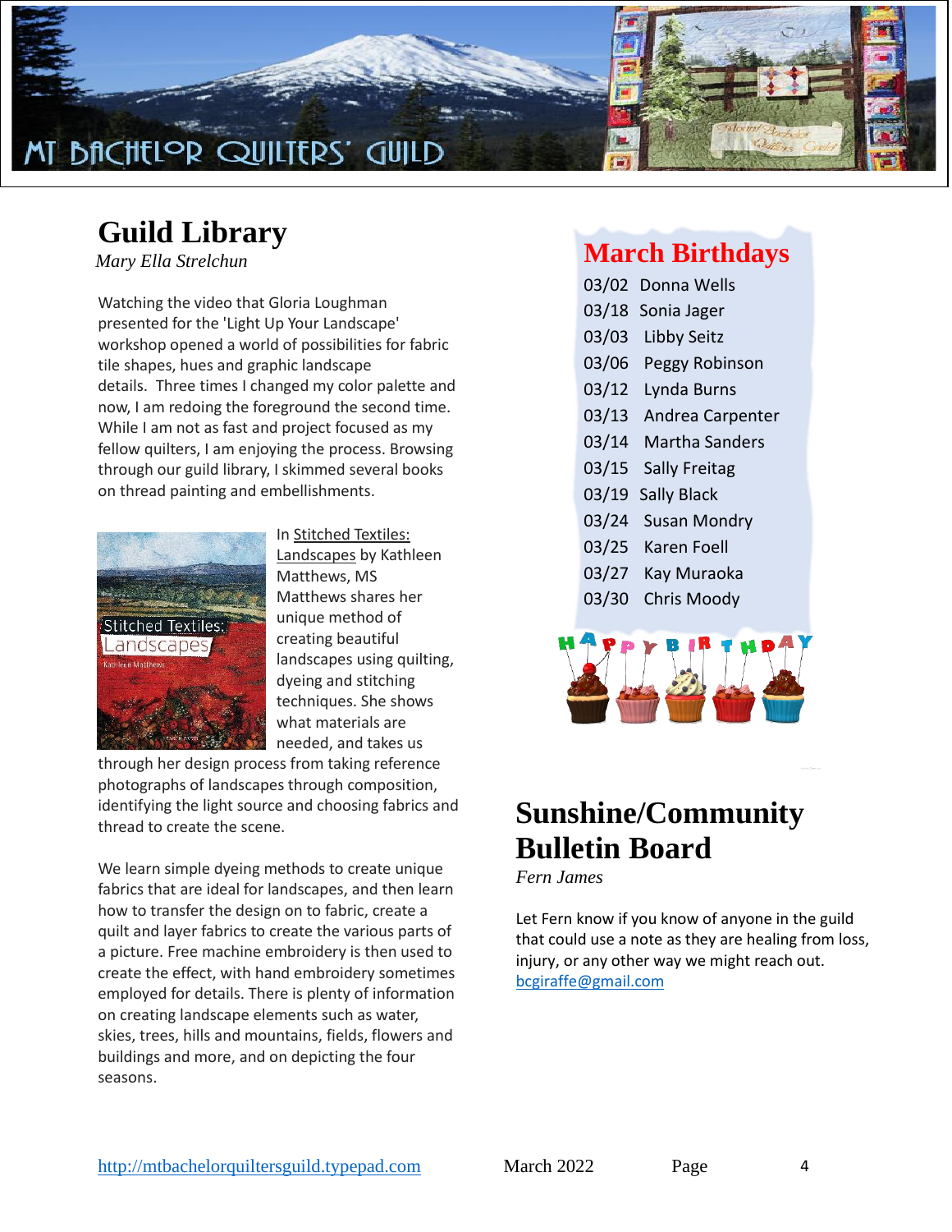# MT BACHELOR QUILTERS' GUILD

## Guild Library

*Mary Ella Strelchun*

Watching the video that Gloria Loughman presented for the 'Light Up Your Landscape' workshop opened a world of possibilities for fabric tile shapes, hues and graphic landscape details. Three times I changed my color palette and now, I am redoing the foreground the second time. While I am not as fast and project focused as my fellow quilters, I am enjoying the process. Browsing through our guild library, I skimmed several books on thread painting and embellishments.

In Stitched Textiles: Landscapes by Kathleen Matthews, MS Matthews shares her unique method of creating beautiful landscapes using quilting, dyeing and stitching techniques. She shows what materials are needed, and takes us through her design process from taking reference photographs of landscapes through composition, identifying the light source and choosing fabrics and thread to create the scene.

We learn simple dyeing methods to create unique fabrics that are ideal for landscapes, and then learn how to transfer the design on to fabric, create a quilt and layer fabrics to create the various parts of a picture. Free machine embroidery is then used to create the effect, with hand embroidery sometimes employed for details. There is plenty of information on creating landscape elements such as water, skies, trees, hills and mountains, fields, flowers and buildings and more, and on depicting the four seasons.

## March Birthdays

03/02 Donna Wells
03/18 Sonia Jager
03/03 Libby Seitz
03/06 Peggy Robinson
03/12 Lynda Burns
03/13 Andrea Carpenter
03/14 Martha Sanders
03/15 Sally Freitag
03/19 Sally Black
03/24 Susan Mondry
03/25 Karen Foell
03/27 Kay Muraoka
03/30 Chris Moody

HAPPY BIRTHDAY

## Sunshine/Community Bulletin Board

*Fern James*

Let Fern know if you know of anyone in the guild that could use a note as they are healing from loss, injury, or any other way we might reach out.
bcgiraffe@gmail.com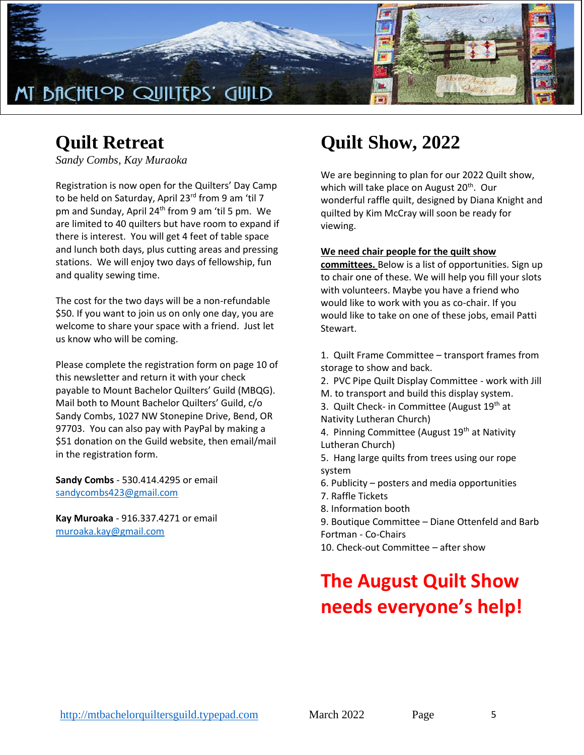# Quilt Retreat

*Sandy Combs, Kay Muraoka*

Registration is now open for the Quilters' Day Camp to be held on Saturday, April 23rd from 9 am 'til 7 pm and Sunday, April 24th from 9 am 'til 5 pm. We are limited to 40 quilters but have room to expand if there is interest. You will get 4 feet of table space and lunch both days, plus cutting areas and pressing stations. We will enjoy two days of fellowship, fun and quality sewing time.

The cost for the two days will be a non-refundable $50. If you want to join us on only one day, you are welcome to share your space with a friend. Just let us know who will be coming.

Please complete the registration form on page 10 of this newsletter and return it with your check payable to Mount Bachelor Quilters' Guild (MBQG). Mail both to Mount Bachelor Quilters' Guild, c/o Sandy Combs, 1027 NW Stonepine Drive, Bend, OR 97703. You can also pay with PayPal by making a $51 donation on the Guild website, then email/mail in the registration form.

**Sandy Combs** - 530.414.4295 or email sandycombs423@gmail.com

**Kay Muroaka** - 916.337.4271 or email muroaka.kay@gmail.com

# Quilt Show, 2022

We are beginning to plan for our 2022 Quilt show, which will take place on August 20th. Our wonderful raffle quilt, designed by Diana Knight and quilted by Kim McCray will soon be ready for viewing.

**We need chair people for the quilt show committees.** Below is a list of opportunities. Sign up to chair one of these. We will help you fill your slots with volunteers. Maybe you have a friend who would like to work with you as co-chair. If you would like to take on one of these jobs, email Patti Stewart.

1. Quilt Frame Committee – transport frames from storage to show and back.
2. PVC Pipe Quilt Display Committee - work with Jill M. to transport and build this display system.
3. Quilt Check- in Committee (August 19th at Nativity Lutheran Church)
4. Pinning Committee (August 19th at Nativity Lutheran Church)
5. Hang large quilts from trees using our rope system
6. Publicity – posters and media opportunities
7. Raffle Tickets
8. Information booth
9. Boutique Committee – Diane Ottenfeld and Barb Fortman - Co-Chairs
10. Check-out Committee – after show

## The August Quilt Show needs everyone's help!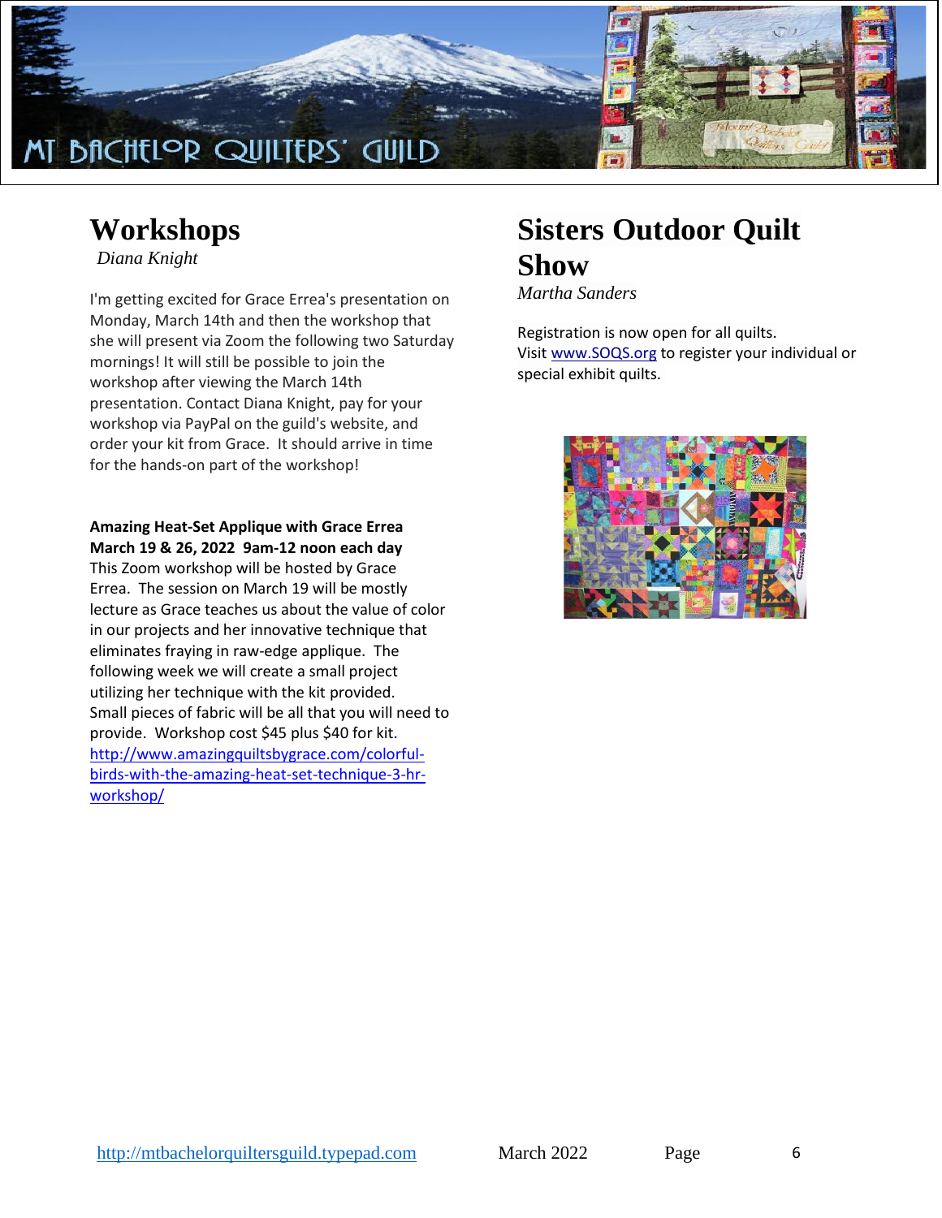# Workshops

*Diana Knight*

I'm getting excited for Grace Errea's presentation on Monday, March 14th and then the workshop that she will present via Zoom the following two Saturday mornings! It will still be possible to join the workshop after viewing the March 14th presentation. Contact Diana Knight, pay for your workshop via PayPal on the guild's website, and order your kit from Grace. It should arrive in time for the hands-on part of the workshop!

**Amazing Heat-Set Applique with Grace Errea**
**March 19 & 26, 2022 9am-12 noon each day**
This Zoom workshop will be hosted by Grace Errea. The session on March 19 will be mostly lecture as Grace teaches us about the value of color in our projects and her innovative technique that eliminates fraying in raw-edge applique. The following week we will create a small project utilizing her technique with the kit provided. Small pieces of fabric will be all that you will need to provide. Workshop cost $45 plus $40 for kit.
http://www.amazingquiltsbygrace.com/colorful-birds-with-the-amazing-heat-set-technique-3-hr-workshop/

# Sisters Outdoor Quilt Show

*Martha Sanders*

Registration is now open for all quilts.
Visit www.SOQS.org to register your individual or special exhibit quilts.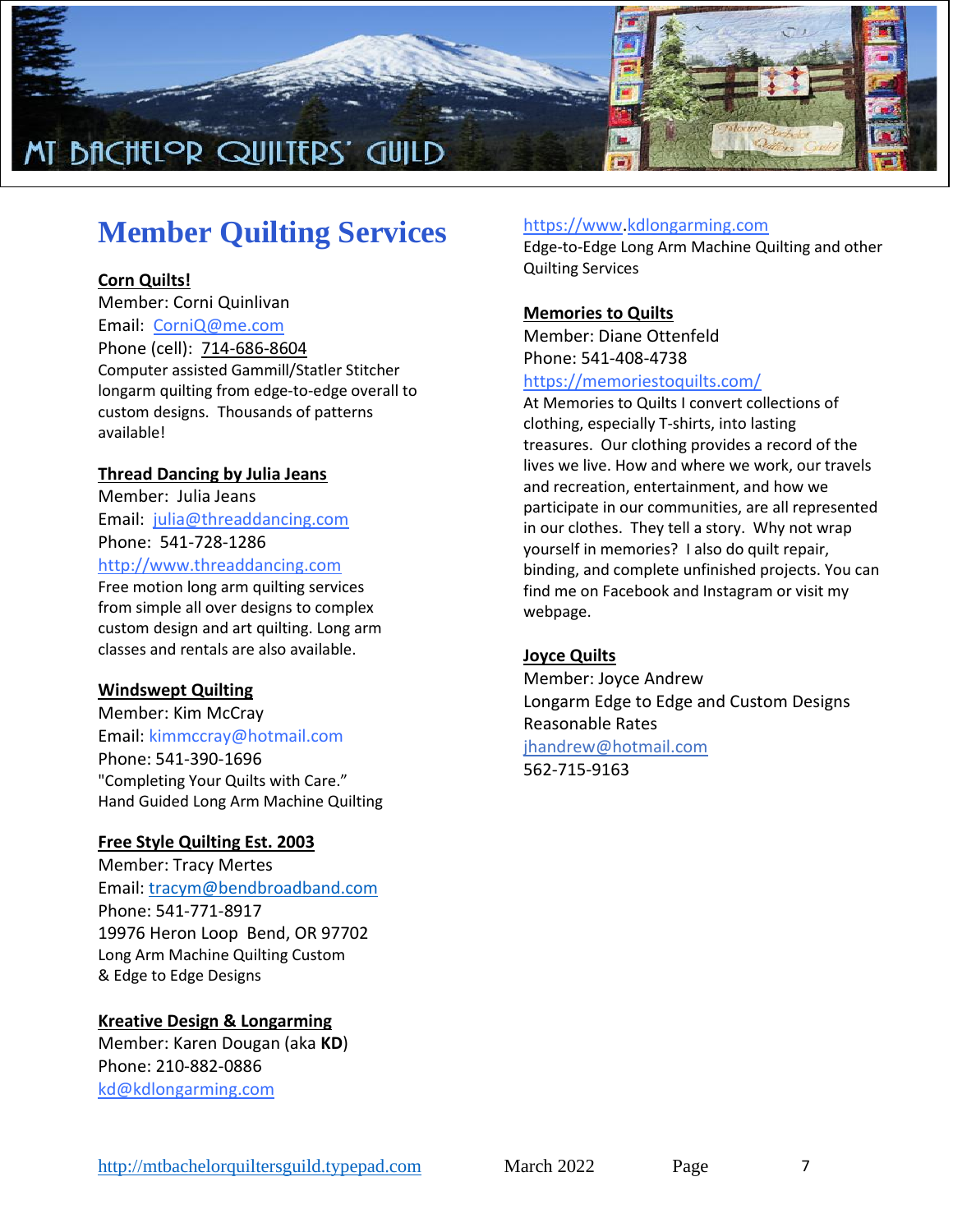# Member Quilting Services

**Corn Quilts!**
Member: Corni Quinlivan
Email: CorniQ@me.com
Phone (cell): 714-686-8604
Computer assisted Gammill/Statler Stitcher longarm quilting from edge-to-edge overall to custom designs. Thousands of patterns available!

**Thread Dancing by Julia Jeans**
Member: Julia Jeans
Email: julia@threaddancing.com
Phone: 541-728-1286
http://www.threaddancing.com
Free motion long arm quilting services from simple all over designs to complex custom design and art quilting. Long arm classes and rentals are also available.

**Windswept Quilting**
Member: Kim McCray
Email: kimmccray@hotmail.com
Phone: 541-390-1696
"Completing Your Quilts with Care."
Hand Guided Long Arm Machine Quilting

**Free Style Quilting Est. 2003**
Member: Tracy Mertes
Email: tracym@bendbroadband.com
Phone: 541-771-8917
19976 Heron Loop Bend, OR 97702
Long Arm Machine Quilting Custom & Edge to Edge Designs

**Kreative Design & Longarming**
Member: Karen Dougan (aka **KD**)
Phone: 210-882-0886
kd@kdlongarming.com
https://www.kdlongarming.com
Edge-to-Edge Long Arm Machine Quilting and other Quilting Services

**Memories to Quilts**
Member: Diane Ottenfeld
Phone: 541-408-4738
https://memoriestoquilts.com/
At Memories to Quilts I convert collections of clothing, especially T-shirts, into lasting treasures. Our clothing provides a record of the lives we live. How and where we work, our travels and recreation, entertainment, and how we participate in our communities, are all represented in our clothes. They tell a story. Why not wrap yourself in memories? I also do quilt repair, binding, and complete unfinished projects. You can find me on Facebook and Instagram or visit my webpage.

**Joyce Quilts**
Member: Joyce Andrew
Longarm Edge to Edge and Custom Designs
Reasonable Rates
jhandrew@hotmail.com
562-715-9163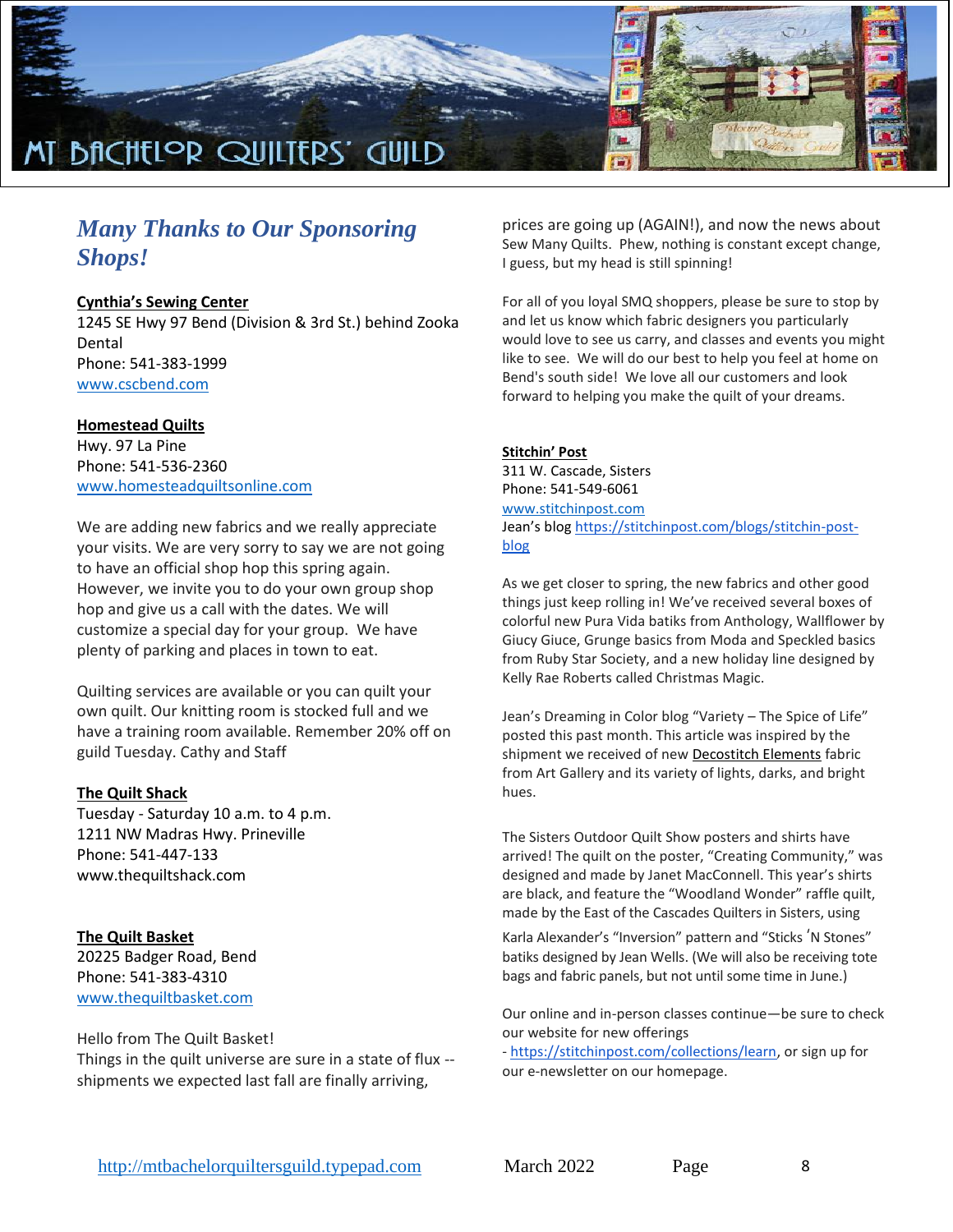## *Many Thanks to Our Sponsoring Shops!*

**Cynthia's Sewing Center**
1245 SE Hwy 97 Bend (Division & 3rd St.) behind Zooka Dental
Phone: 541-383-1999
www.cscbend.com

**Homestead Quilts**
Hwy. 97 La Pine
Phone: 541-536-2360
www.homesteadquiltsonline.com

We are adding new fabrics and we really appreciate your visits. We are very sorry to say we are not going to have an official shop hop this spring again. However, we invite you to do your own group shop hop and give us a call with the dates. We will customize a special day for your group. We have plenty of parking and places in town to eat.

Quilting services are available or you can quilt your own quilt. Our knitting room is stocked full and we have a training room available. Remember 20% off on guild Tuesday. Cathy and Staff

**The Quilt Shack**
Tuesday - Saturday 10 a.m. to 4 p.m.
1211 NW Madras Hwy. Prineville
Phone: 541-447-133
www.thequiltshack.com

**The Quilt Basket**
20225 Badger Road, Bend
Phone: 541-383-4310
www.thequiltbasket.com

Hello from The Quilt Basket!
Things in the quilt universe are sure in a state of flux -- shipments we expected last fall are finally arriving, prices are going up (AGAIN!), and now the news about Sew Many Quilts. Phew, nothing is constant except change, I guess, but my head is still spinning!

For all of you loyal SMQ shoppers, please be sure to stop by and let us know which fabric designers you particularly would love to see us carry, and classes and events you might like to see. We will do our best to help you feel at home on Bend's south side! We love all our customers and look forward to helping you make the quilt of your dreams.

**Stitchin' Post**
311 W. Cascade, Sisters
Phone: 541-549-6061
www.stitchinpost.com
Jean's blog https://stitchinpost.com/blogs/stitchin-post-blog

As we get closer to spring, the new fabrics and other good things just keep rolling in! We've received several boxes of colorful new Pura Vida batiks from Anthology, Wallflower by Giucy Giuce, Grunge basics from Moda and Speckled basics from Ruby Star Society, and a new holiday line designed by Kelly Rae Roberts called Christmas Magic.

Jean's Dreaming in Color blog "Variety – The Spice of Life" posted this past month. This article was inspired by the shipment we received of new Decostitch Elements fabric from Art Gallery and its variety of lights, darks, and bright hues.

The Sisters Outdoor Quilt Show posters and shirts have arrived! The quilt on the poster, "Creating Community," was designed and made by Janet MacConnell. This year's shirts are black, and feature the "Woodland Wonder" raffle quilt, made by the East of the Cascades Quilters in Sisters, using Karla Alexander's "Inversion" pattern and "Sticks 'N Stones" batiks designed by Jean Wells. (We will also be receiving tote bags and fabric panels, but not until some time in June.)

Our online and in-person classes continue—be sure to check our website for new offerings - https://stitchinpost.com/collections/learn, or sign up for our e-newsletter on our homepage.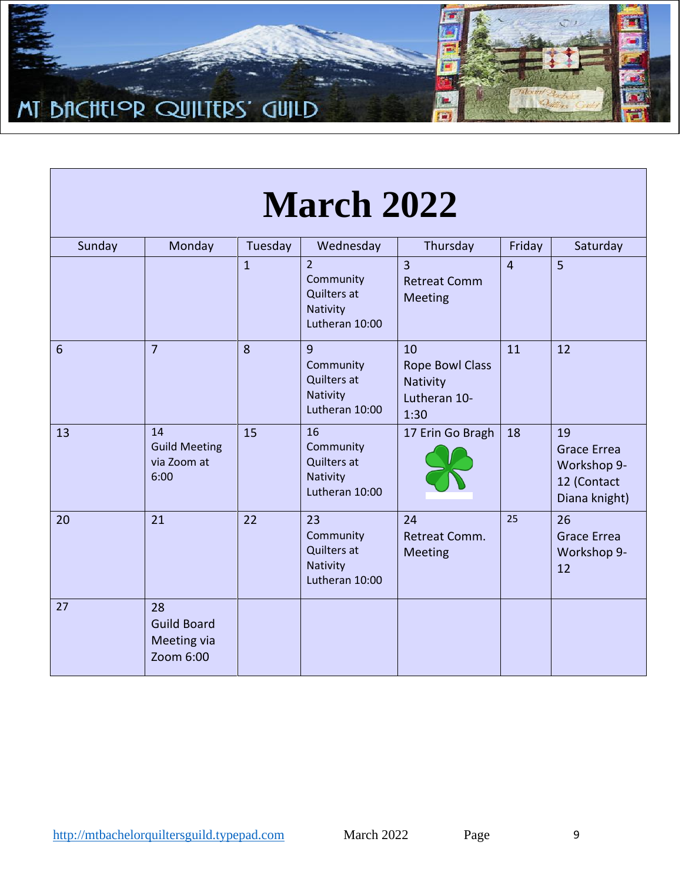MT BACHELOR QUILTERS' GUILD

# March 2022

| Sunday | Monday | Tuesday | Wednesday | Thursday | Friday | Saturday |
|---|---|---|---|---|---|---|
| | | 1 | 2 Community Quilters at Nativity Lutheran 10:00 | 3 Retreat Comm Meeting | 4 | 5 |
| 6 | 7 | 8 | 9 Community Quilters at Nativity Lutheran 10:00 | 10 Rope Bowl Class Nativity Lutheran 10-1:30 | 11 | 12 |
| 13 | 14 Guild Meeting via Zoom at 6:00 | 15 | 16 Community Quilters at Nativity Lutheran 10:00 | 17 Erin Go Bragh | 18 | 19 Grace Errea Workshop 9-12 (Contact Diana knight) |
| 20 | 21 | 22 | 23 Community Quilters at Nativity Lutheran 10:00 | 24 Retreat Comm. Meeting | 25 | 26 Grace Errea Workshop 9-12 |
| 27 | 28 Guild Board Meeting via Zoom 6:00 | | | | | |

http://mtbachelorquiltersguild.typepad.com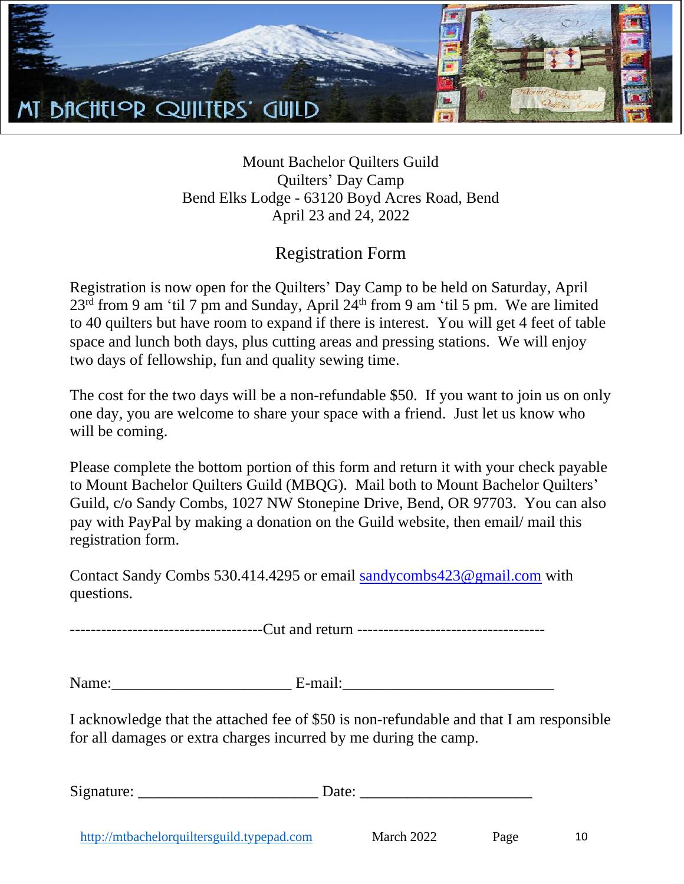Mount Bachelor Quilters Guild
Quilters' Day Camp
Bend Elks Lodge - 63120 Boyd Acres Road, Bend
April 23 and 24, 2022

## Registration Form

Registration is now open for the Quilters' Day Camp to be held on Saturday, April 23rd from 9 am 'til 7 pm and Sunday, April 24th from 9 am 'til 5 pm. We are limited to 40 quilters but have room to expand if there is interest. You will get 4 feet of table space and lunch both days, plus cutting areas and pressing stations. We will enjoy two days of fellowship, fun and quality sewing time.

The cost for the two days will be a non-refundable $50. If you want to join us on only one day, you are welcome to share your space with a friend. Just let us know who will be coming.

Please complete the bottom portion of this form and return it with your check payable to Mount Bachelor Quilters Guild (MBQG). Mail both to Mount Bachelor Quilters' Guild, c/o Sandy Combs, 1027 NW Stonepine Drive, Bend, OR 97703. You can also pay with PayPal by making a donation on the Guild website, then email/ mail this registration form.

Contact Sandy Combs 530.414.4295 or email sandycombs423@gmail.com with questions.

-------------------------------------Cut and return ------------------------------------

Name:_______________________ E-mail:___________________________

I acknowledge that the attached fee of $50 is non-refundable and that I am responsible for all damages or extra charges incurred by me during the camp.

Signature: _______________________ Date: ______________________